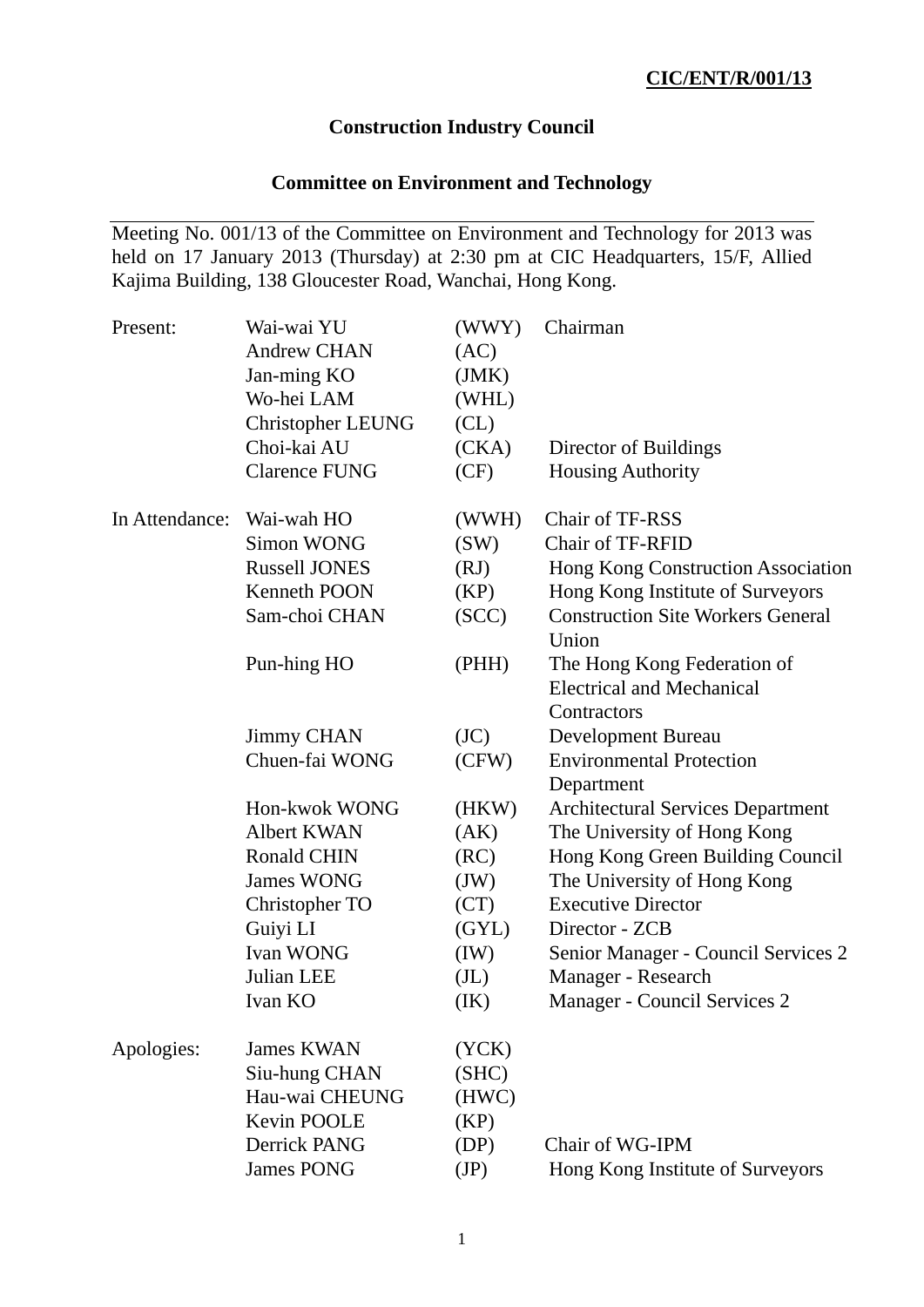**CIC/ENT/R/001/13**

# Construction Industry Council

## Committee on Environment and Technology

---

Meeting No. 001/13 of the Committee on Environment and Technology for 2013 was held on 17 January 2013 (Thursday) at 2:30 pm at CIC Headquarters, 15/F, Allied Kajima Building, 138 Gloucester Road, Wanchai, Hong Kong.

| | | | |
|---|---|---|---|
| Present: | Wai-wai YU | (WWY) | Chairman |
| | Andrew CHAN | (AC) | |
| | Jan-ming KO | (JMK) | |
| | Wo-hei LAM | (WHL) | |
| | Christopher LEUNG | (CL) | |
| | Choi-kai AU | (CKA) | Director of Buildings |
| | Clarence FUNG | (CF) | Housing Authority |
| In Attendance: | Wai-wah HO | (WWH) | Chair of TF-RSS |
| | Simon WONG | (SW) | Chair of TF-RFID |
| | Russell JONES | (RJ) | Hong Kong Construction Association |
| | Kenneth POON | (KP) | Hong Kong Institute of Surveyors |
| | Sam-choi CHAN | (SCC) | Construction Site Workers General Union |
| | Pun-hing HO | (PHH) | The Hong Kong Federation of Electrical and Mechanical Contractors |
| | Jimmy CHAN | (JC) | Development Bureau |
| | Chuen-fai WONG | (CFW) | Environmental Protection Department |
| | Hon-kwok WONG | (HKW) | Architectural Services Department |
| | Albert KWAN | (AK) | The University of Hong Kong |
| | Ronald CHIN | (RC) | Hong Kong Green Building Council |
| | James WONG | (JW) | The University of Hong Kong |
| | Christopher TO | (CT) | Executive Director |
| | Guiyi LI | (GYL) | Director - ZCB |
| | Ivan WONG | (IW) | Senior Manager - Council Services 2 |
| | Julian LEE | (JL) | Manager - Research |
| | Ivan KO | (IK) | Manager - Council Services 2 |
| Apologies: | James KWAN | (YCK) | |
| | Siu-hung CHAN | (SHC) | |
| | Hau-wai CHEUNG | (HWC) | |
| | Kevin POOLE | (KP) | |
| | Derrick PANG | (DP) | Chair of WG-IPM |
| | James PONG | (JP) | Hong Kong Institute of Surveyors |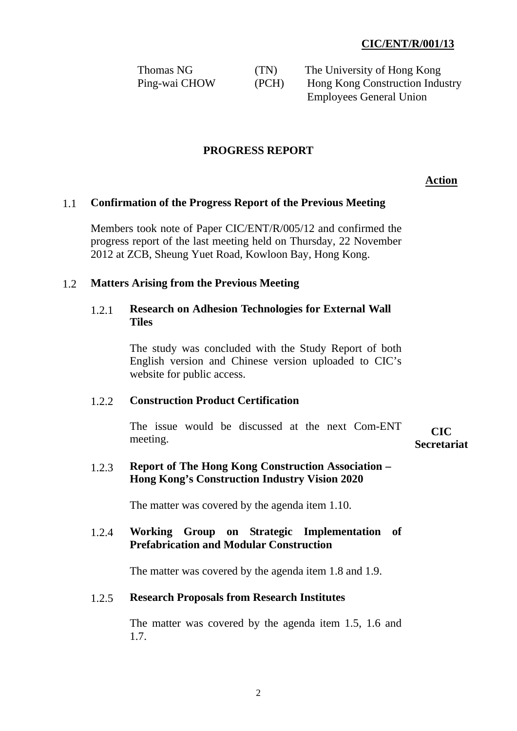**CIC/ENT/R/001/13**

| | | |
|---|---|---|
| Thomas NG | (TN) | The University of Hong Kong |
| Ping-wai CHOW | (PCH) | Hong Kong Construction Industry Employees General Union |

## PROGRESS REPORT

**Action**

### 1.1 Confirmation of the Progress Report of the Previous Meeting

Members took note of Paper CIC/ENT/R/005/12 and confirmed the progress report of the last meeting held on Thursday, 22 November 2012 at ZCB, Sheung Yuet Road, Kowloon Bay, Hong Kong.

### 1.2 Matters Arising from the Previous Meeting

#### 1.2.1 Research on Adhesion Technologies for External Wall Tiles

The study was concluded with the Study Report of both English version and Chinese version uploaded to CIC's website for public access.

#### 1.2.2 Construction Product Certification

The issue would be discussed at the next Com-ENT meeting. — **CIC Secretariat**

#### 1.2.3 Report of The Hong Kong Construction Association – Hong Kong's Construction Industry Vision 2020

The matter was covered by the agenda item 1.10.

#### 1.2.4 Working Group on Strategic Implementation of Prefabrication and Modular Construction

The matter was covered by the agenda item 1.8 and 1.9.

#### 1.2.5 Research Proposals from Research Institutes

The matter was covered by the agenda item 1.5, 1.6 and 1.7.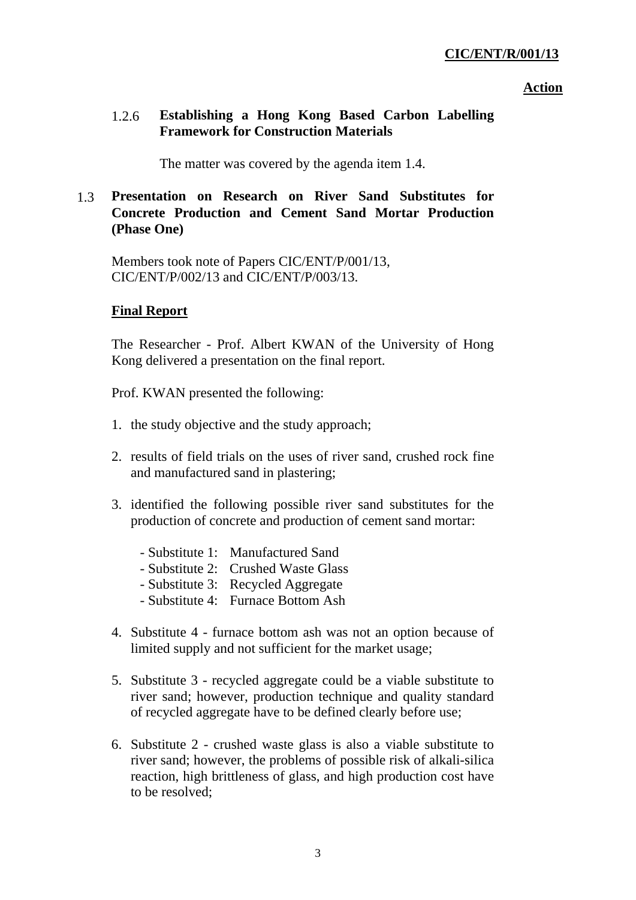**Action**

1.2.6 **Establishing a Hong Kong Based Carbon Labelling Framework for Construction Materials**

The matter was covered by the agenda item 1.4.

1.3 **Presentation on Research on River Sand Substitutes for Concrete Production and Cement Sand Mortar Production (Phase One)**

Members took note of Papers CIC/ENT/P/001/13, CIC/ENT/P/002/13 and CIC/ENT/P/003/13.

**Final Report**

The Researcher - Prof. Albert KWAN of the University of Hong Kong delivered a presentation on the final report.

Prof. KWAN presented the following:

1. the study objective and the study approach;

2. results of field trials on the uses of river sand, crushed rock fine and manufactured sand in plastering;

3. identified the following possible river sand substitutes for the production of concrete and production of cement sand mortar:

   - Substitute 1: Manufactured Sand
   - Substitute 2: Crushed Waste Glass
   - Substitute 3: Recycled Aggregate
   - Substitute 4: Furnace Bottom Ash

4. Substitute 4 - furnace bottom ash was not an option because of limited supply and not sufficient for the market usage;

5. Substitute 3 - recycled aggregate could be a viable substitute to river sand; however, production technique and quality standard of recycled aggregate have to be defined clearly before use;

6. Substitute 2 - crushed waste glass is also a viable substitute to river sand; however, the problems of possible risk of alkali-silica reaction, high brittleness of glass, and high production cost have to be resolved;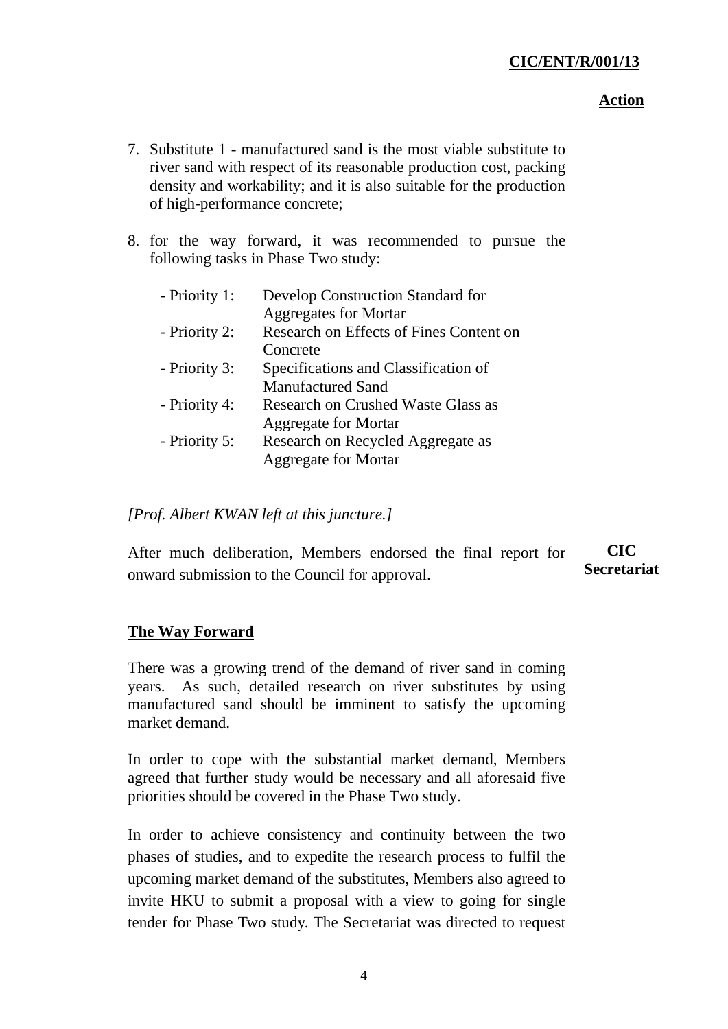**Action**

7. Substitute 1 - manufactured sand is the most viable substitute to river sand with respect of its reasonable production cost, packing density and workability; and it is also suitable for the production of high-performance concrete;

8. for the way forward, it was recommended to pursue the following tasks in Phase Two study:

| | |
|---|---|
| - Priority 1: | Develop Construction Standard for Aggregates for Mortar |
| - Priority 2: | Research on Effects of Fines Content on Concrete |
| - Priority 3: | Specifications and Classification of Manufactured Sand |
| - Priority 4: | Research on Crushed Waste Glass as Aggregate for Mortar |
| - Priority 5: | Research on Recycled Aggregate as Aggregate for Mortar |

*[Prof. Albert KWAN left at this juncture.]*

After much deliberation, Members endorsed the final report for onward submission to the Council for approval. **CIC Secretariat**

**The Way Forward**

There was a growing trend of the demand of river sand in coming years. As such, detailed research on river substitutes by using manufactured sand should be imminent to satisfy the upcoming market demand.

In order to cope with the substantial market demand, Members agreed that further study would be necessary and all aforesaid five priorities should be covered in the Phase Two study.

In order to achieve consistency and continuity between the two phases of studies, and to expedite the research process to fulfil the upcoming market demand of the substitutes, Members also agreed to invite HKU to submit a proposal with a view to going for single tender for Phase Two study. The Secretariat was directed to request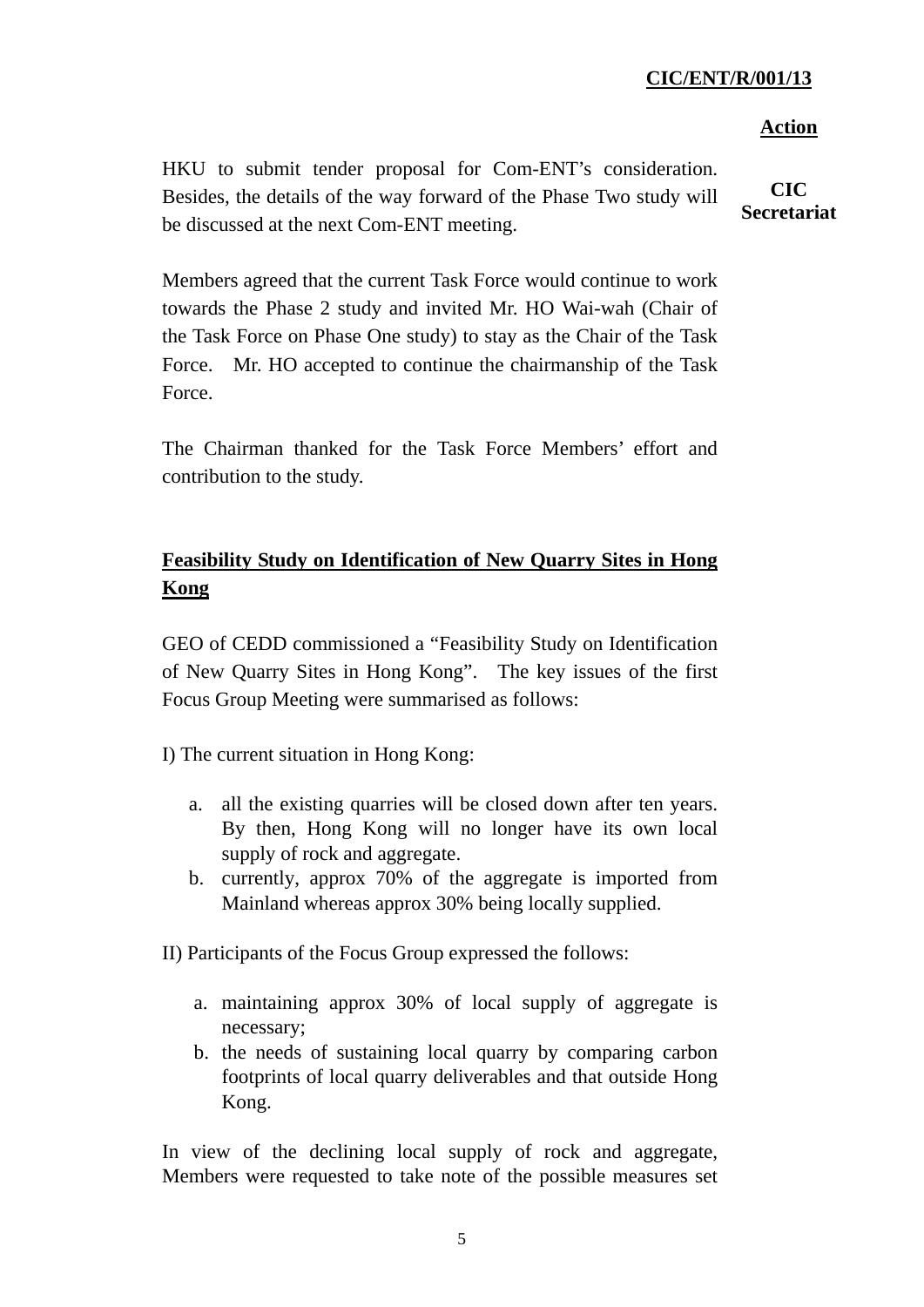**Action**

HKU to submit tender proposal for Com-ENT's consideration. Besides, the details of the way forward of the Phase Two study will be discussed at the next Com-ENT meeting. **CIC Secretariat**

Members agreed that the current Task Force would continue to work towards the Phase 2 study and invited Mr. HO Wai-wah (Chair of the Task Force on Phase One study) to stay as the Chair of the Task Force. Mr. HO accepted to continue the chairmanship of the Task Force.

The Chairman thanked for the Task Force Members' effort and contribution to the study.

**Feasibility Study on Identification of New Quarry Sites in Hong Kong**

GEO of CEDD commissioned a "Feasibility Study on Identification of New Quarry Sites in Hong Kong". The key issues of the first Focus Group Meeting were summarised as follows:

I) The current situation in Hong Kong:

a. all the existing quarries will be closed down after ten years. By then, Hong Kong will no longer have its own local supply of rock and aggregate.
b. currently, approx 70% of the aggregate is imported from Mainland whereas approx 30% being locally supplied.

II) Participants of the Focus Group expressed the follows:

a. maintaining approx 30% of local supply of aggregate is necessary;
b. the needs of sustaining local quarry by comparing carbon footprints of local quarry deliverables and that outside Hong Kong.

In view of the declining local supply of rock and aggregate, Members were requested to take note of the possible measures set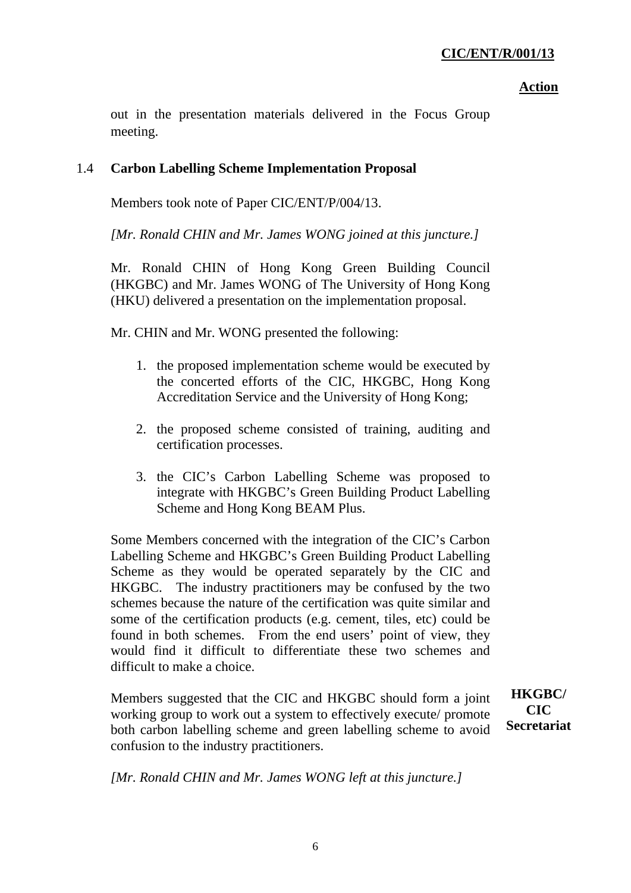out in the presentation materials delivered in the Focus Group meeting.

### 1.4 Carbon Labelling Scheme Implementation Proposal

Members took note of Paper CIC/ENT/P/004/13.

*[Mr. Ronald CHIN and Mr. James WONG joined at this juncture.]*

Mr. Ronald CHIN of Hong Kong Green Building Council (HKGBC) and Mr. James WONG of The University of Hong Kong (HKU) delivered a presentation on the implementation proposal.

Mr. CHIN and Mr. WONG presented the following:

1. the proposed implementation scheme would be executed by the concerted efforts of the CIC, HKGBC, Hong Kong Accreditation Service and the University of Hong Kong;

2. the proposed scheme consisted of training, auditing and certification processes.

3. the CIC's Carbon Labelling Scheme was proposed to integrate with HKGBC's Green Building Product Labelling Scheme and Hong Kong BEAM Plus.

Some Members concerned with the integration of the CIC's Carbon Labelling Scheme and HKGBC's Green Building Product Labelling Scheme as they would be operated separately by the CIC and HKGBC. The industry practitioners may be confused by the two schemes because the nature of the certification was quite similar and some of the certification products (e.g. cement, tiles, etc) could be found in both schemes. From the end users' point of view, they would find it difficult to differentiate these two schemes and difficult to make a choice.

Members suggested that the CIC and HKGBC should form a joint working group to work out a system to effectively execute/ promote both carbon labelling scheme and green labelling scheme to avoid confusion to the industry practitioners.

**Action: HKGBC/ CIC Secretariat**

*[Mr. Ronald CHIN and Mr. James WONG left at this juncture.]*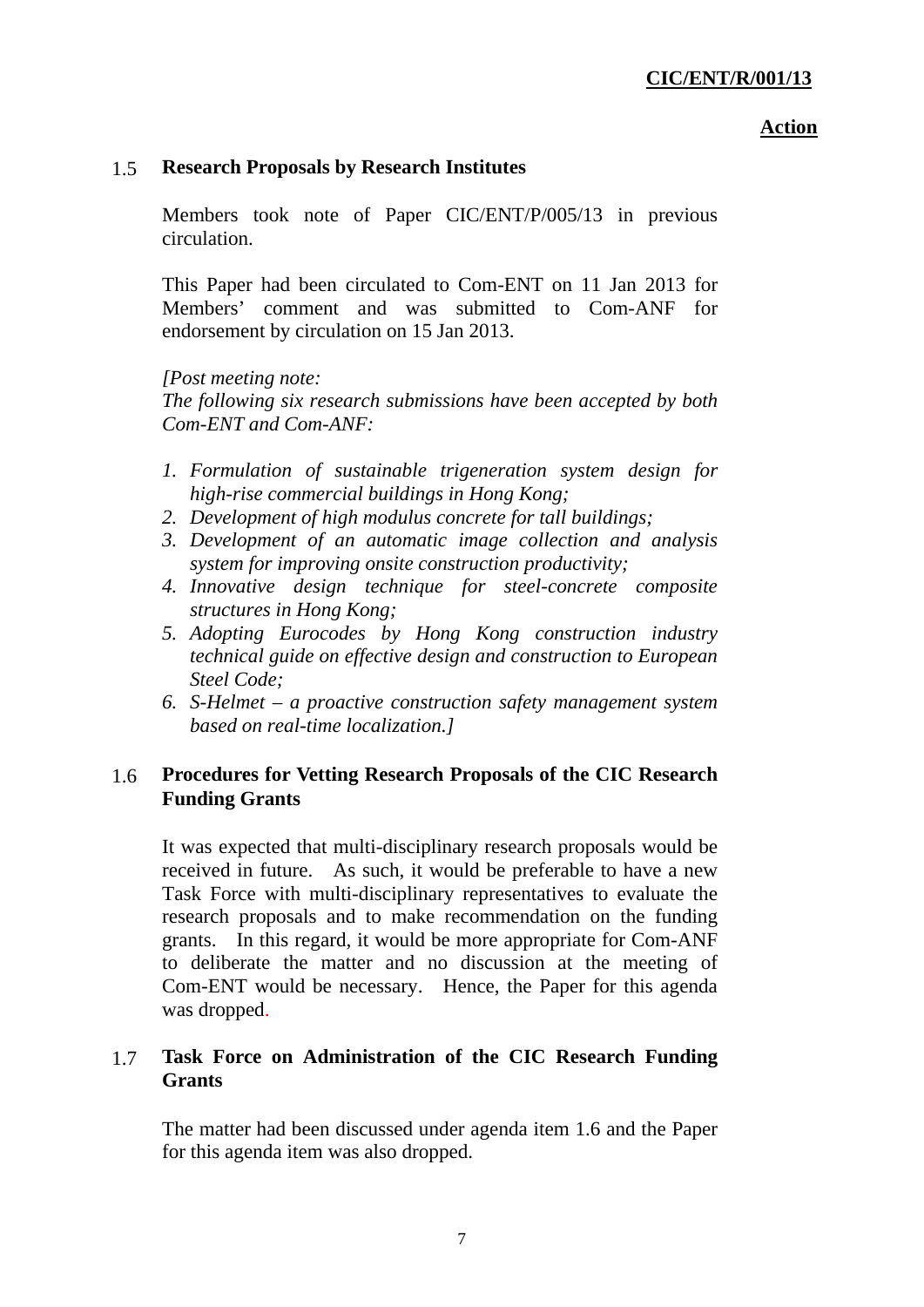**CIC/ENT/R/001/13**

**Action**

### 1.5 Research Proposals by Research Institutes

Members took note of Paper CIC/ENT/P/005/13 in previous circulation.

This Paper had been circulated to Com-ENT on 11 Jan 2013 for Members' comment and was submitted to Com-ANF for endorsement by circulation on 15 Jan 2013.

*[Post meeting note:*
*The following six research submissions have been accepted by both Com-ENT and Com-ANF:*

1. *Formulation of sustainable trigeneration system design for high-rise commercial buildings in Hong Kong;*
2. *Development of high modulus concrete for tall buildings;*
3. *Development of an automatic image collection and analysis system for improving onsite construction productivity;*
4. *Innovative design technique for steel-concrete composite structures in Hong Kong;*
5. *Adopting Eurocodes by Hong Kong construction industry technical guide on effective design and construction to European Steel Code;*
6. *S-Helmet – a proactive construction safety management system based on real-time localization.]*

### 1.6 Procedures for Vetting Research Proposals of the CIC Research Funding Grants

It was expected that multi-disciplinary research proposals would be received in future. As such, it would be preferable to have a new Task Force with multi-disciplinary representatives to evaluate the research proposals and to make recommendation on the funding grants. In this regard, it would be more appropriate for Com-ANF to deliberate the matter and no discussion at the meeting of Com-ENT would be necessary. Hence, the Paper for this agenda was dropped.

### 1.7 Task Force on Administration of the CIC Research Funding Grants

The matter had been discussed under agenda item 1.6 and the Paper for this agenda item was also dropped.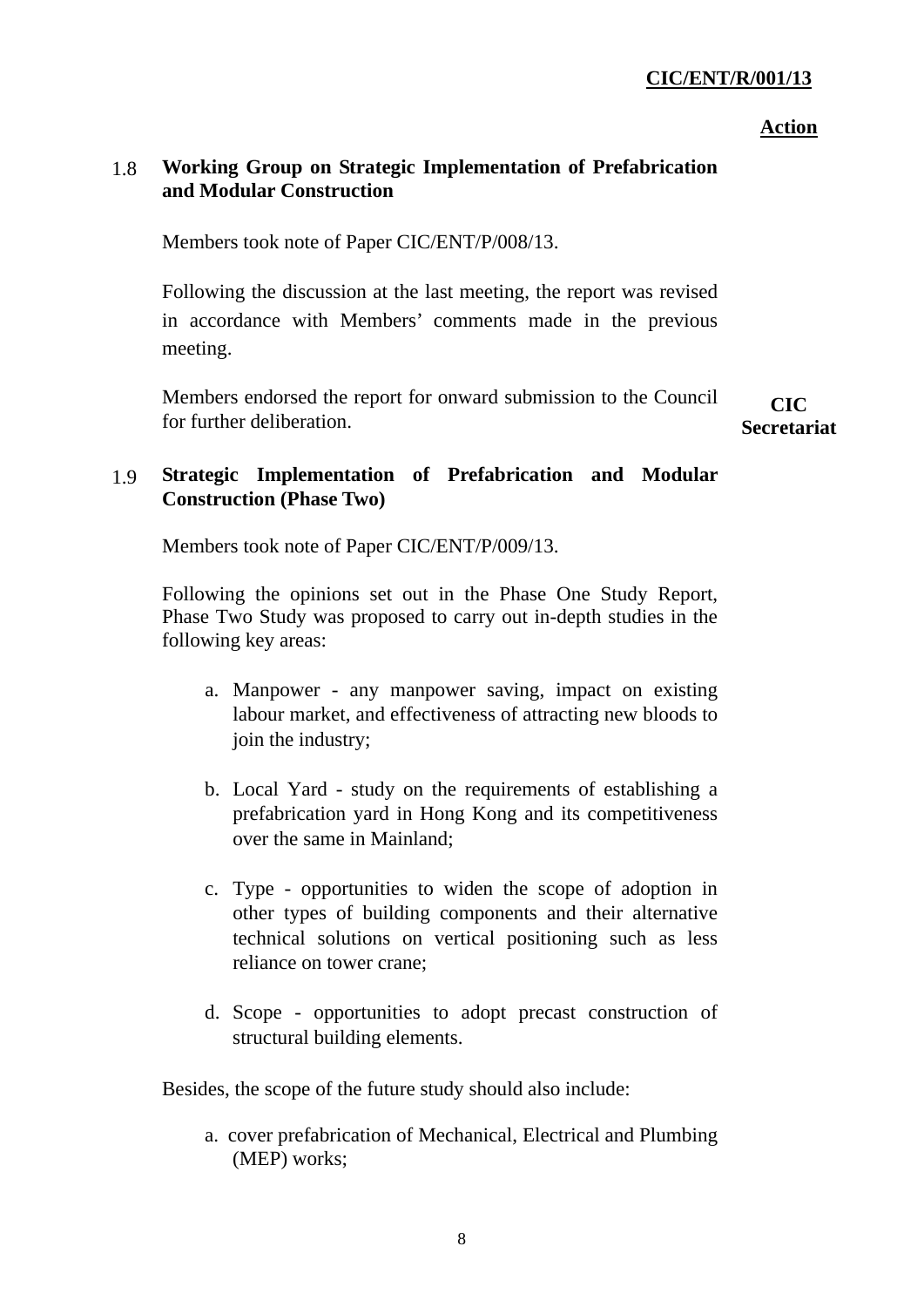**Action**

### 1.8 Working Group on Strategic Implementation of Prefabrication and Modular Construction

Members took note of Paper CIC/ENT/P/008/13.

Following the discussion at the last meeting, the report was revised in accordance with Members' comments made in the previous meeting.

Members endorsed the report for onward submission to the Council for further deliberation. **CIC Secretariat**

### 1.9 Strategic Implementation of Prefabrication and Modular Construction (Phase Two)

Members took note of Paper CIC/ENT/P/009/13.

Following the opinions set out in the Phase One Study Report, Phase Two Study was proposed to carry out in-depth studies in the following key areas:

a. Manpower - any manpower saving, impact on existing labour market, and effectiveness of attracting new bloods to join the industry;

b. Local Yard - study on the requirements of establishing a prefabrication yard in Hong Kong and its competitiveness over the same in Mainland;

c. Type - opportunities to widen the scope of adoption in other types of building components and their alternative technical solutions on vertical positioning such as less reliance on tower crane;

d. Scope - opportunities to adopt precast construction of structural building elements.

Besides, the scope of the future study should also include:

a. cover prefabrication of Mechanical, Electrical and Plumbing (MEP) works;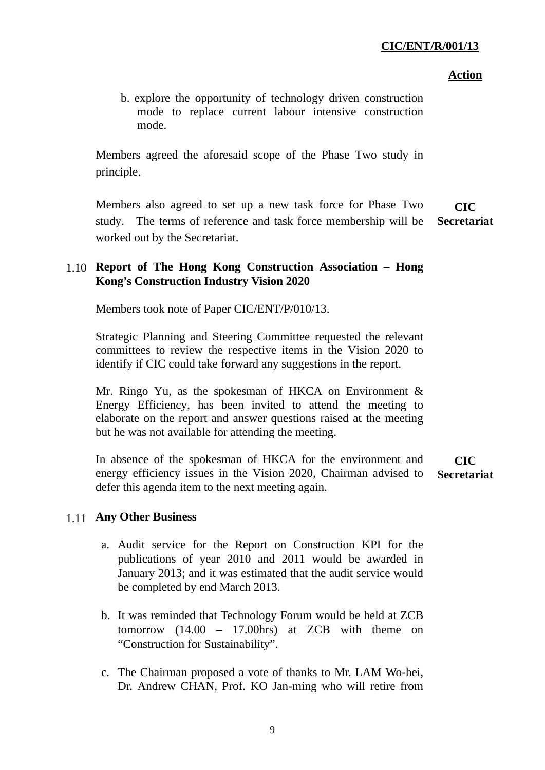**Action**

b. explore the opportunity of technology driven construction mode to replace current labour intensive construction mode.

Members agreed the aforesaid scope of the Phase Two study in principle.

Members also agreed to set up a new task force for Phase Two study. The terms of reference and task force membership will be worked out by the Secretariat. **CIC Secretariat**

## 1.10 Report of The Hong Kong Construction Association – Hong Kong's Construction Industry Vision 2020

Members took note of Paper CIC/ENT/P/010/13.

Strategic Planning and Steering Committee requested the relevant committees to review the respective items in the Vision 2020 to identify if CIC could take forward any suggestions in the report.

Mr. Ringo Yu, as the spokesman of HKCA on Environment & Energy Efficiency, has been invited to attend the meeting to elaborate on the report and answer questions raised at the meeting but he was not available for attending the meeting.

In absence of the spokesman of HKCA for the environment and energy efficiency issues in the Vision 2020, Chairman advised to defer this agenda item to the next meeting again. **CIC Secretariat**

## 1.11 Any Other Business

a. Audit service for the Report on Construction KPI for the publications of year 2010 and 2011 would be awarded in January 2013; and it was estimated that the audit service would be completed by end March 2013.

b. It was reminded that Technology Forum would be held at ZCB tomorrow (14.00 – 17.00hrs) at ZCB with theme on "Construction for Sustainability".

c. The Chairman proposed a vote of thanks to Mr. LAM Wo-hei, Dr. Andrew CHAN, Prof. KO Jan-ming who will retire from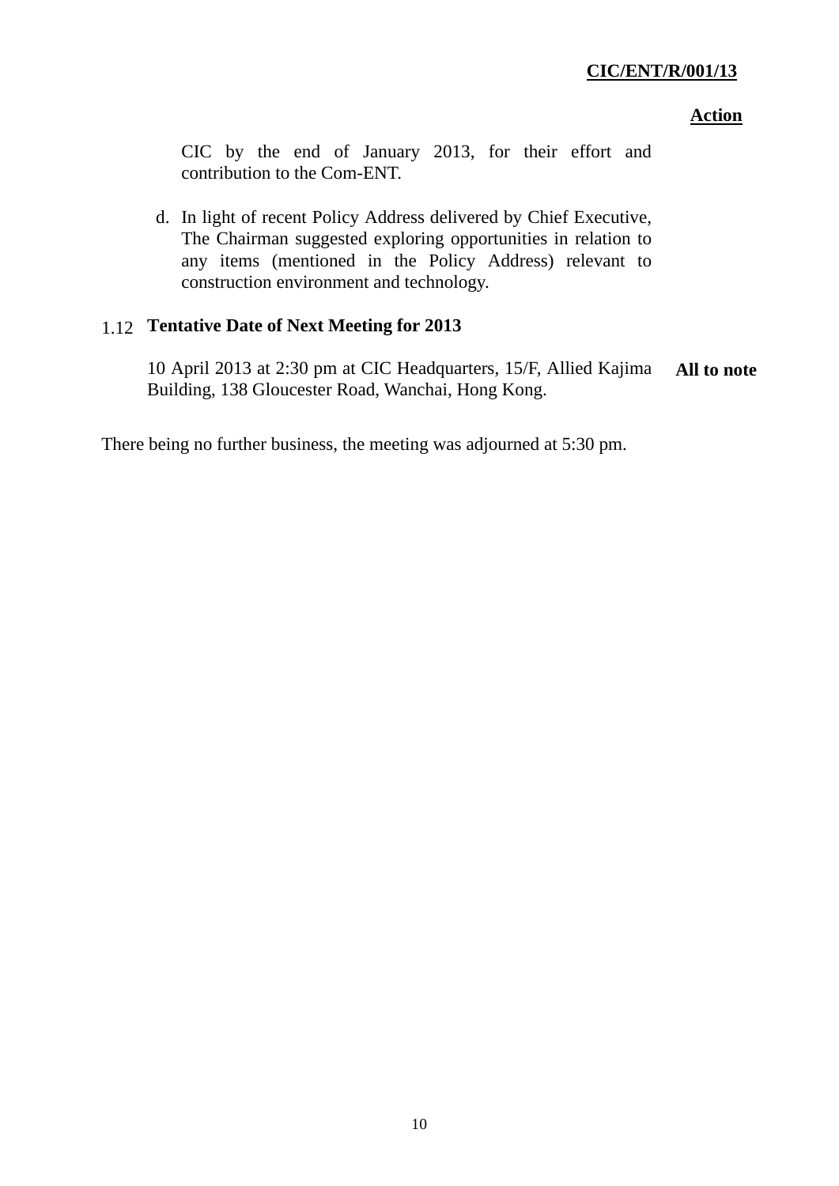**Action**

CIC by the end of January 2013, for their effort and contribution to the Com-ENT.

d. In light of recent Policy Address delivered by Chief Executive, The Chairman suggested exploring opportunities in relation to any items (mentioned in the Policy Address) relevant to construction environment and technology.

### 1.12 Tentative Date of Next Meeting for 2013

10 April 2013 at 2:30 pm at CIC Headquarters, 15/F, Allied Kajima Building, 138 Gloucester Road, Wanchai, Hong Kong. **All to note**

There being no further business, the meeting was adjourned at 5:30 pm.